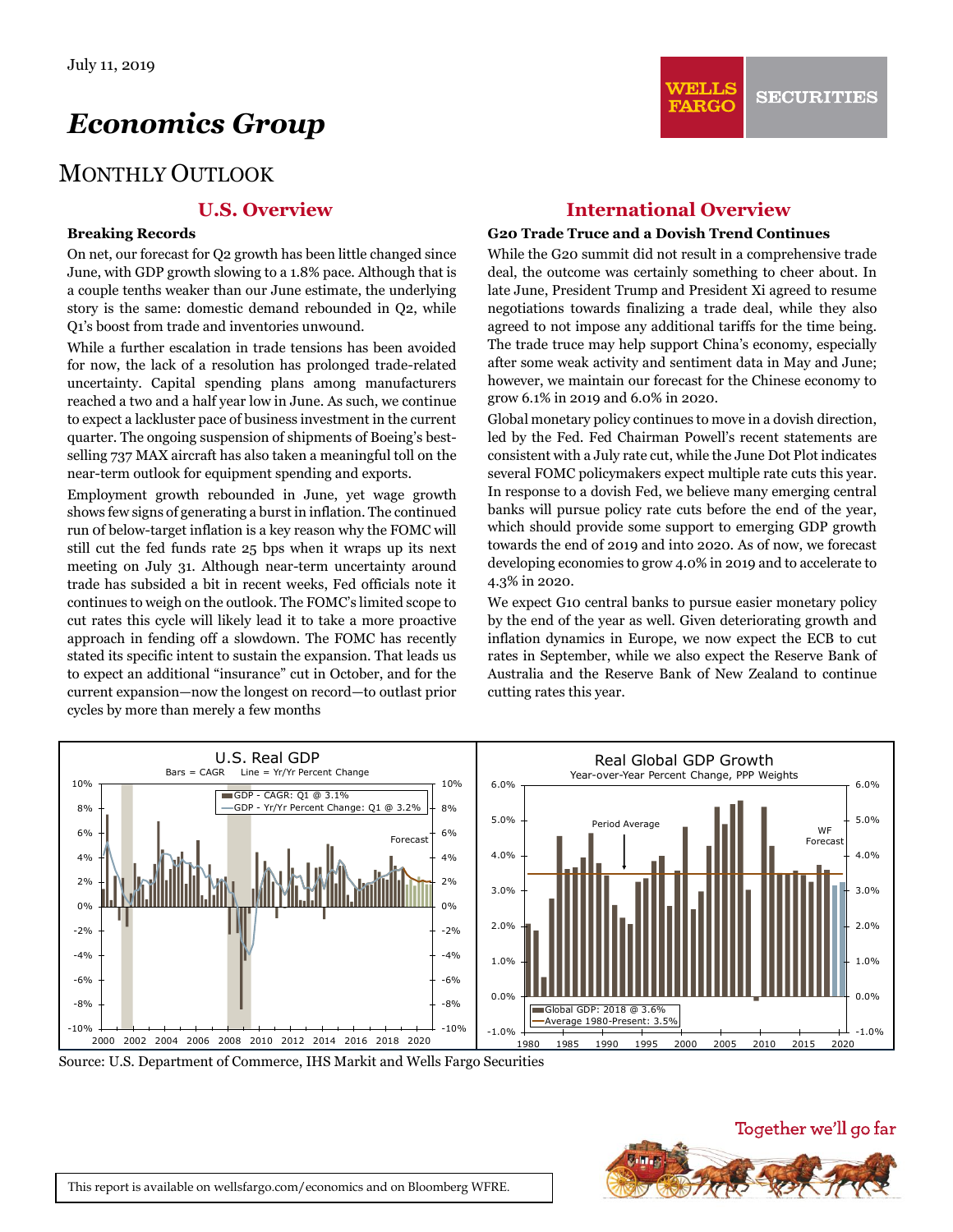July 11, 2019

# Economics Group

## Monthly Outlook

### U.S. Overview

**Breaking Records**

On net, our forecast for Q2 growth has been little changed since June, with GDP growth slowing to a 1.8% pace. Although that is a couple tenths weaker than our June estimate, the underlying story is the same: domestic demand rebounded in Q2, while Q1's boost from trade and inventories unwound.

While a further escalation in trade tensions has been avoided for now, the lack of a resolution has prolonged trade-related uncertainty. Capital spending plans among manufacturers reached a two and a half year low in June. As such, we continue to expect a lackluster pace of business investment in the current quarter. The ongoing suspension of shipments of Boeing's best-selling 737 MAX aircraft has also taken a meaningful toll on the near-term outlook for equipment spending and exports.

Employment growth rebounded in June, yet wage growth shows few signs of generating a burst in inflation. The continued run of below-target inflation is a key reason why the FOMC will still cut the fed funds rate 25 bps when it wraps up its next meeting on July 31. Although near-term uncertainty around trade has subsided a bit in recent weeks, Fed officials note it continues to weigh on the outlook. The FOMC's limited scope to cut rates this cycle will likely lead it to take a more proactive approach in fending off a slowdown. The FOMC has recently stated its specific intent to sustain the expansion. That leads us to expect an additional "insurance" cut in October, and for the current expansion—now the longest on record—to outlast prior cycles by more than merely a few months

### International Overview

**G20 Trade Truce and a Dovish Trend Continues**

While the G20 summit did not result in a comprehensive trade deal, the outcome was certainly something to cheer about. In late June, President Trump and President Xi agreed to resume negotiations towards finalizing a trade deal, while they also agreed to not impose any additional tariffs for the time being. The trade truce may help support China's economy, especially after some weak activity and sentiment data in May and June; however, we maintain our forecast for the Chinese economy to grow 6.1% in 2019 and 6.0% in 2020.

Global monetary policy continues to move in a dovish direction, led by the Fed. Fed Chairman Powell's recent statements are consistent with a July rate cut, while the June Dot Plot indicates several FOMC policymakers expect multiple rate cuts this year. In response to a dovish Fed, we believe many emerging central banks will pursue policy rate cuts before the end of the year, which should provide some support to emerging GDP growth towards the end of 2019 and into 2020. As of now, we forecast developing economies to grow 4.0% in 2019 and to accelerate to 4.3% in 2020.

We expect G10 central banks to pursue easier monetary policy by the end of the year as well. Given deteriorating growth and inflation dynamics in Europe, we now expect the ECB to cut rates in September, while we also expect the Reserve Bank of Australia and the Reserve Bank of New Zealand to continue cutting rates this year.

**U.S. Real GDP**
Bars = CAGR Line = Yr/Yr Percent Change
GDP - CAGR: Q1 @ 3.1%
GDP - Yr/Yr Percent Change: Q1 @ 3.2%

**Real Global GDP Growth**
Year-over-Year Percent Change, PPP Weights
Global GDP: 2018 @ 3.6%
Average 1980-Present: 3.5%

Source: U.S. Department of Commerce, IHS Markit and Wells Fargo Securities

This report is available on wellsfargo.com/economics and on Bloomberg WFRE.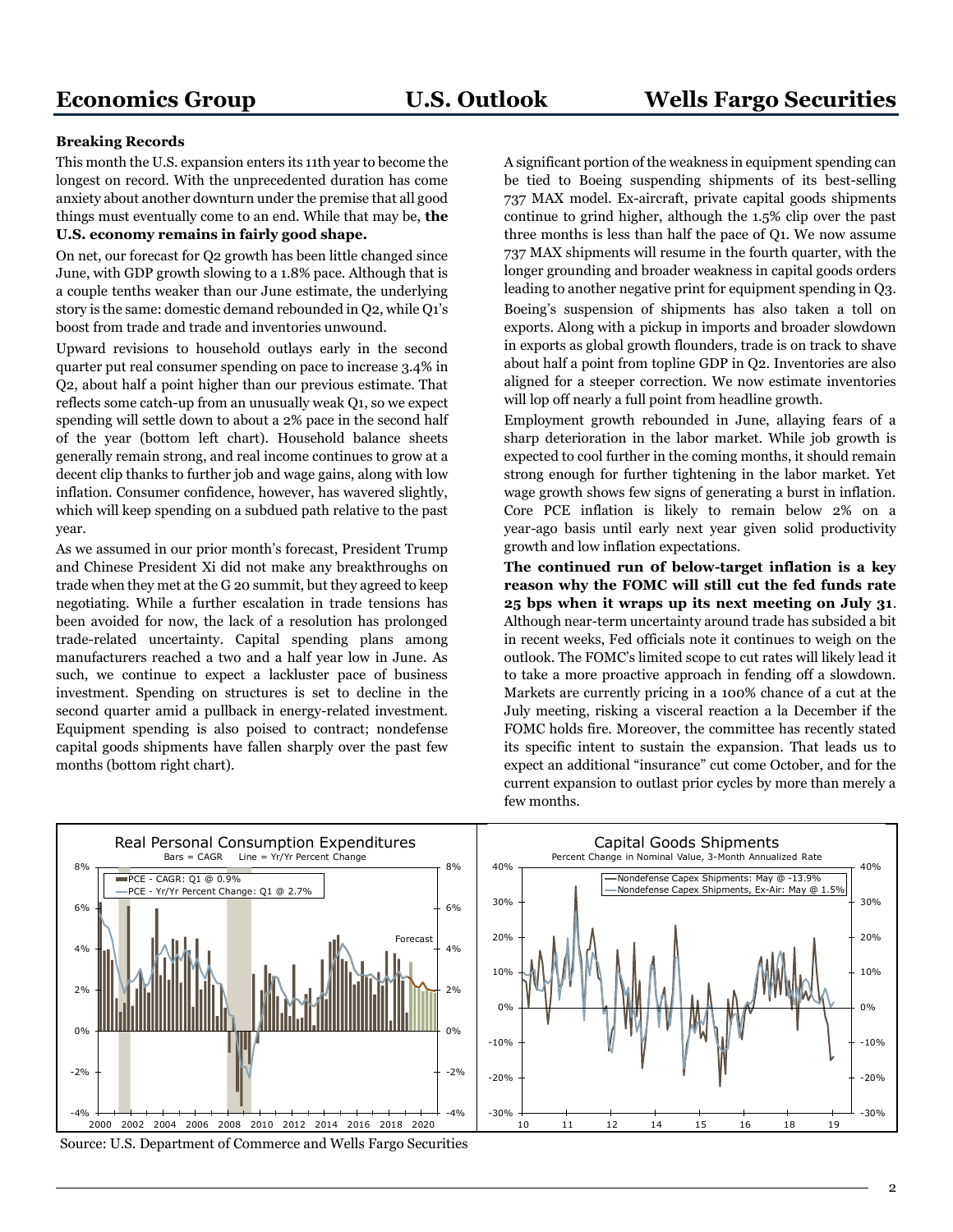### Breaking Records

This month the U.S. expansion enters its 11th year to become the longest on record. With the unprecedented duration has come anxiety about another downturn under the premise that all good things must eventually come to an end. While that may be, **the U.S. economy remains in fairly good shape.**

On net, our forecast for Q2 growth has been little changed since June, with GDP growth slowing to a 1.8% pace. Although that is a couple tenths weaker than our June estimate, the underlying story is the same: domestic demand rebounded in Q2, while Q1's boost from trade and trade and inventories unwound.

Upward revisions to household outlays early in the second quarter put real consumer spending on pace to increase 3.4% in Q2, about half a point higher than our previous estimate. That reflects some catch-up from an unusually weak Q1, so we expect spending will settle down to about a 2% pace in the second half of the year (bottom left chart). Household balance sheets generally remain strong, and real income continues to grow at a decent clip thanks to further job and wage gains, along with low inflation. Consumer confidence, however, has wavered slightly, which will keep spending on a subdued path relative to the past year.

As we assumed in our prior month's forecast, President Trump and Chinese President Xi did not make any breakthroughs on trade when they met at the G 20 summit, but they agreed to keep negotiating. While a further escalation in trade tensions has been avoided for now, the lack of a resolution has prolonged trade-related uncertainty. Capital spending plans among manufacturers reached a two and a half year low in June. As such, we continue to expect a lackluster pace of business investment. Spending on structures is set to decline in the second quarter amid a pullback in energy-related investment. Equipment spending is also poised to contract; nondefense capital goods shipments have fallen sharply over the past few months (bottom right chart).

A significant portion of the weakness in equipment spending can be tied to Boeing suspending shipments of its best-selling 737 MAX model. Ex-aircraft, private capital goods shipments continue to grind higher, although the 1.5% clip over the past three months is less than half the pace of Q1. We now assume 737 MAX shipments will resume in the fourth quarter, with the longer grounding and broader weakness in capital goods orders leading to another negative print for equipment spending in Q3.

Boeing's suspension of shipments has also taken a toll on exports. Along with a pickup in imports and broader slowdown in exports as global growth flounders, trade is on track to shave about half a point from topline GDP in Q2. Inventories are also aligned for a steeper correction. We now estimate inventories will lop off nearly a full point from headline growth.

Employment growth rebounded in June, allaying fears of a sharp deterioration in the labor market. While job growth is expected to cool further in the coming months, it should remain strong enough for further tightening in the labor market. Yet wage growth shows few signs of generating a burst in inflation. Core PCE inflation is likely to remain below 2% on a year-ago basis until early next year given solid productivity growth and low inflation expectations.

**The continued run of below-target inflation is a key reason why the FOMC will still cut the fed funds rate 25 bps when it wraps up its next meeting on July 31**. Although near-term uncertainty around trade has subsided a bit in recent weeks, Fed officials note it continues to weigh on the outlook. The FOMC's limited scope to cut rates will likely lead it to take a more proactive approach in fending off a slowdown. Markets are currently pricing in a 100% chance of a cut at the July meeting, risking a visceral reaction a la December if the FOMC holds fire. Moreover, the committee has recently stated its specific intent to sustain the expansion. That leads us to expect an additional "insurance" cut come October, and for the current expansion to outlast prior cycles by more than merely a few months.

Real Personal Consumption Expenditures
Bars = CAGR Line = Yr/Yr Percent Change
PCE - CAGR: Q1 @ 0.9%
PCE - Yr/Yr Percent Change: Q1 @ 2.7%
Forecast
8%, 6%, 4%, 2%, 0%, -2%, -4%
2000 2002 2004 2006 2008 2010 2012 2014 2016 2018 2020

Capital Goods Shipments
Percent Change in Nominal Value, 3-Month Annualized Rate
Nondefense Capex Shipments: May @ -13.9%
Nondefense Capex Shipments, Ex-Air: May @ 1.5%
40%, 30%, 20%, 10%, 0%, -10%, -20%, -30%
10 11 12 14 15 16 18 19

Source: U.S. Department of Commerce and Wells Fargo Securities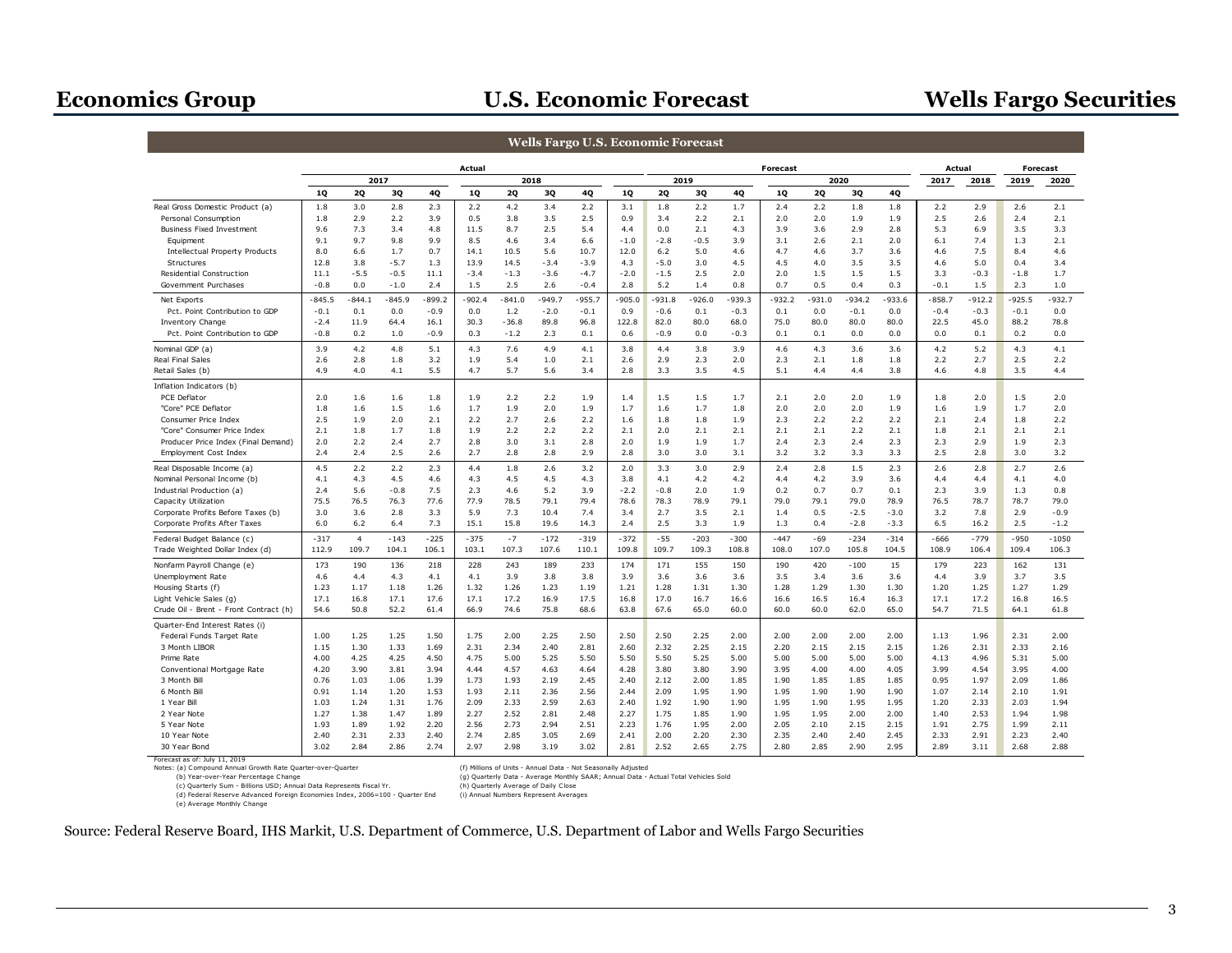## Wells Fargo U.S. Economic Forecast

| | Actual | | | | | | | | Forecast | | | | | | | | Actual | | Forecast | |
|---|---|---|---|---|---|---|---|---|---|---|---|---|---|---|---|---|---|---|---|---|
| | 2017 | | | | 2018 | | | | 2019 | | | | 2020 | | | | 2017 | 2018 | 2019 | 2020 |
| | 1Q | 2Q | 3Q | 4Q | 1Q | 2Q | 3Q | 4Q | 1Q | 2Q | 3Q | 4Q | 1Q | 2Q | 3Q | 4Q | | | | |
| Real Gross Domestic Product (a) | 1.8 | 3.0 | 2.8 | 2.3 | 2.2 | 4.2 | 3.4 | 2.2 | 3.1 | 1.8 | 2.2 | 1.7 | 2.4 | 2.2 | 1.8 | 1.8 | 2.2 | 2.9 | 2.6 | 2.1 |
| Personal Consumption | 1.8 | 2.9 | 2.2 | 3.9 | 0.5 | 3.8 | 3.5 | 2.5 | 0.9 | 3.4 | 2.2 | 2.1 | 2.0 | 2.0 | 1.9 | 1.9 | 2.5 | 2.6 | 2.4 | 2.1 |
| Business Fixed Investment | 9.6 | 7.3 | 3.4 | 4.8 | 11.5 | 8.7 | 2.5 | 5.4 | 4.4 | 0.0 | 2.1 | 4.3 | 3.9 | 3.6 | 2.9 | 2.8 | 5.3 | 6.9 | 3.5 | 3.3 |
| Equipment | 9.1 | 9.7 | 9.8 | 9.9 | 8.5 | 4.6 | 3.4 | 6.6 | -1.0 | -2.8 | -0.5 | 3.9 | 3.1 | 2.6 | 2.1 | 2.0 | 6.1 | 7.4 | 1.3 | 2.1 |
| Intellectual Property Products | 8.0 | 6.6 | 1.7 | 0.7 | 14.1 | 10.5 | 5.6 | 10.7 | 12.0 | 6.2 | 5.0 | 4.6 | 4.7 | 4.6 | 3.7 | 3.6 | 4.6 | 7.5 | 8.4 | 4.6 |
| Structures | 12.8 | 3.8 | -5.7 | 1.3 | 13.9 | 14.5 | -3.4 | -3.9 | 4.3 | -5.0 | 3.0 | 4.5 | 4.5 | 4.0 | 3.5 | 3.5 | 4.6 | 5.0 | 0.4 | 3.4 |
| Residential Construction | 11.1 | -5.5 | -0.5 | 11.1 | -3.4 | -1.3 | -3.6 | -4.7 | -2.0 | -1.5 | 2.5 | 2.0 | 2.0 | 1.5 | 1.5 | 1.5 | 3.3 | -0.3 | -1.8 | 1.7 |
| Government Purchases | -0.8 | 0.0 | -1.0 | 2.4 | 1.5 | 2.5 | 2.6 | -0.4 | 2.8 | 5.2 | 1.4 | 0.8 | 0.7 | 0.5 | 0.4 | 0.3 | -0.1 | 1.5 | 2.3 | 1.0 |
| Net Exports | -845.5 | -844.1 | -845.9 | -899.2 | -902.4 | -841.0 | -949.7 | -955.7 | -905.0 | -931.8 | -926.0 | -939.3 | -932.2 | -931.0 | -934.2 | -933.6 | -858.7 | -912.2 | -925.5 | -932.7 |
| Pct. Point Contribution to GDP | -0.1 | 0.1 | 0.0 | -0.9 | 0.0 | 1.2 | -2.0 | -0.1 | 0.9 | -0.6 | 0.1 | -0.3 | 0.1 | 0.0 | -0.1 | 0.0 | -0.4 | -0.3 | -0.1 | 0.0 |
| Inventory Change | -2.4 | 11.9 | 64.4 | 16.1 | 30.3 | -36.8 | 89.8 | 96.8 | 122.8 | 82.0 | 80.0 | 68.0 | 75.0 | 80.0 | 80.0 | 80.0 | 22.5 | 45.0 | 88.2 | 78.8 |
| Pct. Point Contribution to GDP | -0.8 | 0.2 | 1.0 | -0.9 | 0.3 | -1.2 | 2.3 | 0.1 | 0.6 | -0.9 | 0.0 | -0.3 | 0.1 | 0.1 | 0.0 | 0.0 | 0.0 | 0.1 | 0.2 | 0.0 |
| Nominal GDP (a) | 3.9 | 4.2 | 4.8 | 5.1 | 4.3 | 7.6 | 4.9 | 4.1 | 3.8 | 4.4 | 3.8 | 3.9 | 4.6 | 4.3 | 3.6 | 3.6 | 4.2 | 5.2 | 4.3 | 4.1 |
| Real Final Sales | 2.6 | 2.8 | 1.8 | 3.2 | 1.9 | 5.4 | 1.0 | 2.1 | 2.6 | 2.9 | 2.3 | 2.0 | 2.3 | 2.1 | 1.8 | 1.8 | 2.2 | 2.7 | 2.5 | 2.2 |
| Retail Sales (b) | 4.9 | 4.0 | 4.1 | 5.5 | 4.7 | 5.7 | 5.6 | 3.4 | 2.8 | 3.3 | 3.5 | 4.5 | 5.1 | 4.4 | 4.4 | 3.8 | 4.6 | 4.8 | 3.5 | 4.4 |
| Inflation Indicators (b) | | | | | | | | | | | | | | | | | | | | |
| PCE Deflator | 2.0 | 1.6 | 1.6 | 1.8 | 1.9 | 2.2 | 2.2 | 1.9 | 1.4 | 1.5 | 1.5 | 1.7 | 2.1 | 2.0 | 2.0 | 1.9 | 1.8 | 2.0 | 1.5 | 2.0 |
| "Core" PCE Deflator | 1.8 | 1.6 | 1.5 | 1.6 | 1.7 | 1.9 | 2.0 | 1.9 | 1.7 | 1.6 | 1.7 | 1.8 | 2.0 | 2.0 | 2.0 | 1.9 | 1.6 | 1.9 | 1.7 | 2.0 |
| Consumer Price Index | 2.5 | 1.9 | 2.0 | 2.1 | 2.2 | 2.7 | 2.6 | 2.2 | 1.6 | 1.8 | 1.8 | 1.9 | 2.3 | 2.2 | 2.2 | 2.2 | 2.1 | 2.4 | 1.8 | 2.2 |
| "Core" Consumer Price Index | 2.1 | 1.8 | 1.7 | 1.8 | 1.9 | 2.2 | 2.2 | 2.2 | 2.1 | 2.0 | 2.1 | 2.1 | 2.1 | 2.1 | 2.2 | 2.1 | 1.8 | 2.1 | 2.1 | 2.1 |
| Producer Price Index (Final Demand) | 2.0 | 2.2 | 2.4 | 2.7 | 2.8 | 3.0 | 3.1 | 2.8 | 2.0 | 1.9 | 1.9 | 1.7 | 2.4 | 2.3 | 2.4 | 2.3 | 2.3 | 2.9 | 1.9 | 2.3 |
| Employment Cost Index | 2.4 | 2.4 | 2.5 | 2.6 | 2.7 | 2.8 | 2.8 | 2.9 | 2.8 | 3.0 | 3.0 | 3.1 | 3.2 | 3.2 | 3.3 | 3.3 | 2.5 | 2.8 | 3.0 | 3.2 |
| Real Disposable Income (a) | 4.5 | 2.2 | 2.2 | 2.3 | 4.4 | 1.8 | 2.6 | 3.2 | 2.0 | 3.3 | 3.0 | 2.9 | 2.4 | 2.8 | 1.5 | 2.3 | 2.6 | 2.8 | 2.7 | 2.6 |
| Nominal Personal Income (b) | 4.1 | 4.3 | 4.5 | 4.6 | 4.3 | 4.5 | 4.5 | 4.3 | 3.8 | 4.1 | 4.2 | 4.2 | 4.4 | 4.2 | 3.9 | 3.6 | 4.4 | 4.4 | 4.1 | 4.0 |
| Industrial Production (a) | 2.4 | 5.6 | -0.8 | 7.5 | 2.3 | 4.6 | 5.2 | 3.9 | -2.2 | -0.8 | 2.0 | 1.9 | 0.2 | 0.7 | 0.7 | 0.1 | 2.3 | 3.9 | 1.3 | 0.8 |
| Capacity Utilization | 75.5 | 76.5 | 76.3 | 77.6 | 77.9 | 78.5 | 79.1 | 79.4 | 78.6 | 78.3 | 78.9 | 79.1 | 79.0 | 79.1 | 79.0 | 78.9 | 76.5 | 78.7 | 78.7 | 79.0 |
| Corporate Profits Before Taxes (b) | 3.0 | 3.6 | 2.8 | 3.3 | 5.9 | 7.3 | 10.4 | 7.4 | 3.4 | 2.7 | 3.5 | 2.1 | 1.4 | 0.5 | -2.5 | -3.0 | 3.2 | 7.8 | 2.9 | -0.9 |
| Corporate Profits After Taxes | 6.0 | 6.2 | 6.4 | 7.3 | 15.1 | 15.8 | 19.6 | 14.3 | 2.4 | 2.5 | 3.3 | 1.9 | 1.3 | 0.4 | -2.8 | -3.3 | 6.5 | 16.2 | 2.5 | -1.2 |
| Federal Budget Balance (c) | -317 | 4 | -143 | -225 | -375 | -7 | -172 | -319 | -372 | -55 | -203 | -300 | -447 | -69 | -234 | -314 | -666 | -779 | -950 | -1050 |
| Trade Weighted Dollar Index (d) | 112.9 | 109.7 | 104.1 | 106.1 | 103.1 | 107.3 | 107.6 | 110.1 | 109.8 | 109.7 | 109.3 | 108.8 | 108.0 | 107.0 | 105.8 | 104.5 | 108.9 | 106.4 | 109.4 | 106.3 |
| Nonfarm Payroll Change (e) | 173 | 190 | 136 | 218 | 228 | 243 | 189 | 233 | 174 | 171 | 155 | 150 | 190 | 420 | -100 | 15 | 179 | 223 | 162 | 131 |
| Unemployment Rate | 4.6 | 4.4 | 4.3 | 4.1 | 4.1 | 3.9 | 3.8 | 3.8 | 3.9 | 3.6 | 3.6 | 3.6 | 3.5 | 3.4 | 3.6 | 3.6 | 4.4 | 3.9 | 3.7 | 3.5 |
| Housing Starts (f) | 1.23 | 1.17 | 1.18 | 1.26 | 1.32 | 1.26 | 1.23 | 1.19 | 1.21 | 1.28 | 1.31 | 1.30 | 1.28 | 1.29 | 1.30 | 1.30 | 1.20 | 1.25 | 1.27 | 1.29 |
| Light Vehicle Sales (g) | 17.1 | 16.8 | 17.1 | 17.6 | 17.1 | 17.2 | 16.9 | 17.5 | 16.8 | 17.0 | 16.7 | 16.6 | 16.6 | 16.5 | 16.4 | 16.3 | 17.1 | 17.2 | 16.8 | 16.5 |
| Crude Oil - Brent - Front Contract (h) | 54.6 | 50.8 | 52.2 | 61.4 | 66.9 | 74.6 | 75.8 | 68.6 | 63.8 | 67.6 | 65.0 | 60.0 | 60.0 | 60.0 | 62.0 | 65.0 | 54.7 | 71.5 | 64.1 | 61.8 |
| Quarter-End Interest Rates (i) | | | | | | | | | | | | | | | | | | | | |
| Federal Funds Target Rate | 1.00 | 1.25 | 1.25 | 1.50 | 1.75 | 2.00 | 2.25 | 2.50 | 2.50 | 2.50 | 2.25 | 2.00 | 2.00 | 2.00 | 2.00 | 2.00 | 1.13 | 1.96 | 2.31 | 2.00 |
| 3 Month LIBOR | 1.15 | 1.30 | 1.33 | 1.69 | 2.31 | 2.34 | 2.40 | 2.81 | 2.60 | 2.32 | 2.25 | 2.15 | 2.20 | 2.15 | 2.15 | 2.15 | 1.26 | 2.31 | 2.33 | 2.16 |
| Prime Rate | 4.00 | 4.25 | 4.25 | 4.50 | 4.75 | 5.00 | 5.25 | 5.50 | 5.50 | 5.50 | 5.25 | 5.00 | 5.00 | 5.00 | 5.00 | 5.00 | 4.13 | 4.96 | 5.31 | 5.00 |
| Conventional Mortgage Rate | 4.20 | 3.90 | 3.81 | 3.94 | 4.44 | 4.57 | 4.63 | 4.64 | 4.28 | 3.80 | 3.80 | 3.90 | 3.95 | 4.00 | 4.00 | 4.05 | 3.99 | 4.54 | 3.95 | 4.00 |
| 3 Month Bill | 0.76 | 1.03 | 1.06 | 1.39 | 1.73 | 1.93 | 2.19 | 2.45 | 2.40 | 2.12 | 2.00 | 1.85 | 1.90 | 1.85 | 1.85 | 1.85 | 0.95 | 1.97 | 2.09 | 1.86 |
| 6 Month Bill | 0.91 | 1.14 | 1.20 | 1.53 | 1.93 | 2.11 | 2.36 | 2.56 | 2.44 | 2.09 | 1.95 | 1.90 | 1.95 | 1.90 | 1.90 | 1.90 | 1.07 | 2.14 | 2.10 | 1.91 |
| 1 Year Bill | 1.03 | 1.24 | 1.31 | 1.76 | 2.09 | 2.33 | 2.59 | 2.63 | 2.40 | 1.92 | 1.90 | 1.90 | 1.95 | 1.90 | 1.95 | 1.95 | 1.20 | 2.33 | 2.03 | 1.94 |
| 2 Year Note | 1.27 | 1.38 | 1.47 | 1.89 | 2.27 | 2.52 | 2.81 | 2.48 | 2.27 | 1.75 | 1.85 | 1.90 | 1.95 | 1.95 | 2.00 | 2.00 | 1.40 | 2.53 | 1.94 | 1.98 |
| 5 Year Note | 1.93 | 1.89 | 1.92 | 2.20 | 2.56 | 2.73 | 2.94 | 2.51 | 2.23 | 1.76 | 1.95 | 2.00 | 2.05 | 2.10 | 2.15 | 2.15 | 1.91 | 2.75 | 1.99 | 2.11 |
| 10 Year Note | 2.40 | 2.31 | 2.33 | 2.40 | 2.74 | 2.85 | 3.05 | 2.69 | 2.41 | 2.00 | 2.20 | 2.30 | 2.35 | 2.40 | 2.40 | 2.45 | 2.33 | 2.91 | 2.23 | 2.40 |
| 30 Year Bond | 3.02 | 2.84 | 2.86 | 2.74 | 2.97 | 2.98 | 3.19 | 3.02 | 2.81 | 2.52 | 2.65 | 2.75 | 2.80 | 2.85 | 2.90 | 2.95 | 2.89 | 3.11 | 2.68 | 2.88 |

Forecast as of: July 11, 2019

Notes: (a) Compound Annual Growth Rate Quarter-over-Quarter
(b) Year-over-Year Percentage Change
(c) Quarterly Sum - Billions USD; Annual Data Represents Fiscal Yr.
(d) Federal Reserve Advanced Foreign Economies Index, 2006=100 - Quarter End
(e) Average Monthly Change
(f) Millions of Units - Annual Data - Not Seasonally Adjusted
(g) Quarterly Data - Average Monthly SAAR; Annual Data - Actual Total Vehicles Sold
(h) Quarterly Average of Daily Close
(i) Annual Numbers Represent Averages

Source: Federal Reserve Board, IHS Markit, U.S. Department of Commerce, U.S. Department of Labor and Wells Fargo Securities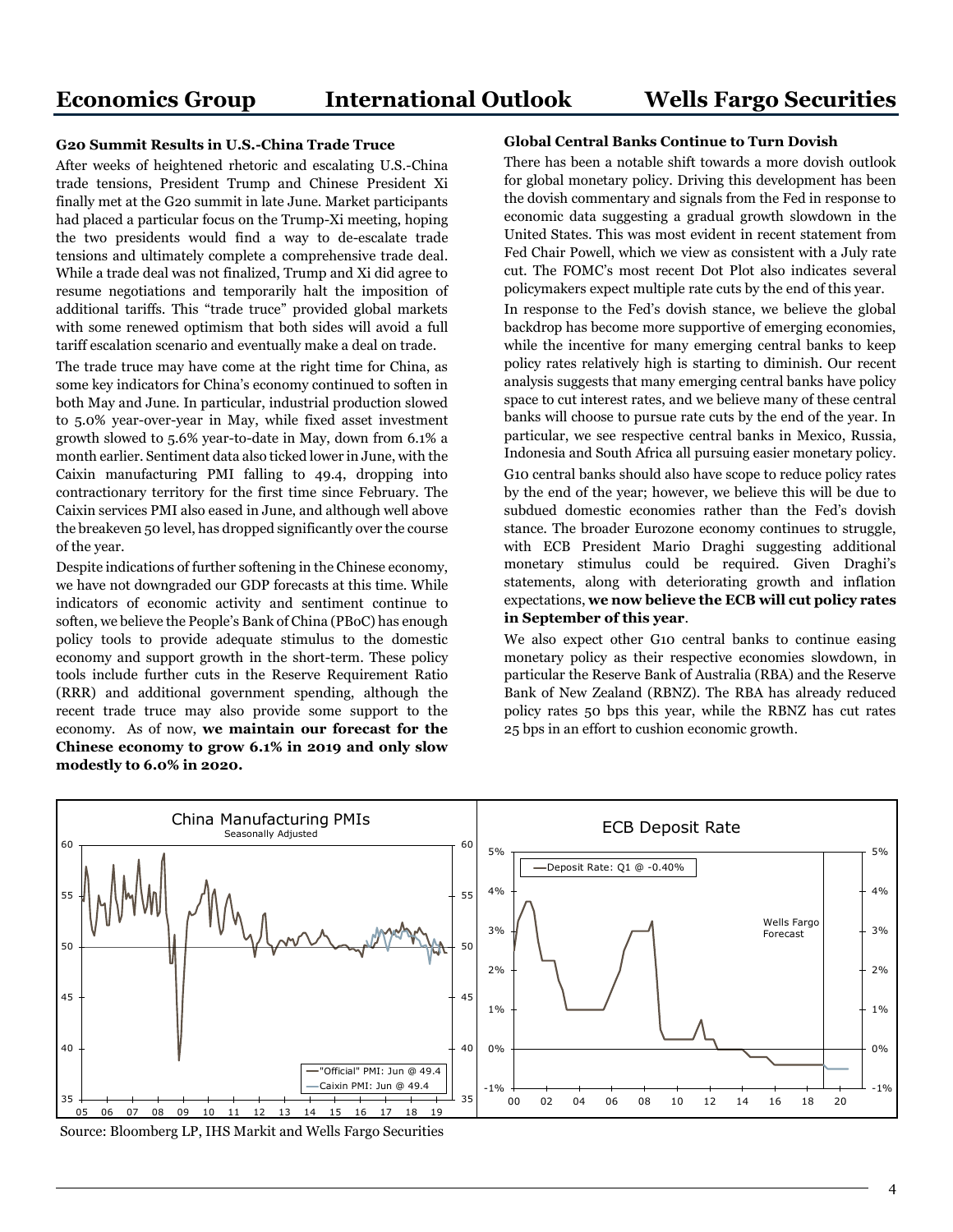### G20 Summit Results in U.S.-China Trade Truce

After weeks of heightened rhetoric and escalating U.S.-China trade tensions, President Trump and Chinese President Xi finally met at the G20 summit in late June. Market participants had placed a particular focus on the Trump-Xi meeting, hoping the two presidents would find a way to de-escalate trade tensions and ultimately complete a comprehensive trade deal. While a trade deal was not finalized, Trump and Xi did agree to resume negotiations and temporarily halt the imposition of additional tariffs. This "trade truce" provided global markets with some renewed optimism that both sides will avoid a full tariff escalation scenario and eventually make a deal on trade.

The trade truce may have come at the right time for China, as some key indicators for China's economy continued to soften in both May and June. In particular, industrial production slowed to 5.0% year-over-year in May, while fixed asset investment growth slowed to 5.6% year-to-date in May, down from 6.1% a month earlier. Sentiment data also ticked lower in June, with the Caixin manufacturing PMI falling to 49.4, dropping into contractionary territory for the first time since February. The Caixin services PMI also eased in June, and although well above the breakeven 50 level, has dropped significantly over the course of the year.

Despite indications of further softening in the Chinese economy, we have not downgraded our GDP forecasts at this time. While indicators of economic activity and sentiment continue to soften, we believe the People's Bank of China (PBoC) has enough policy tools to provide adequate stimulus to the domestic economy and support growth in the short-term. These policy tools include further cuts in the Reserve Requirement Ratio (RRR) and additional government spending, although the recent trade truce may also provide some support to the economy. As of now, **we maintain our forecast for the Chinese economy to grow 6.1% in 2019 and only slow modestly to 6.0% in 2020.**

### Global Central Banks Continue to Turn Dovish

There has been a notable shift towards a more dovish outlook for global monetary policy. Driving this development has been the dovish commentary and signals from the Fed in response to economic data suggesting a gradual growth slowdown in the United States. This was most evident in recent statement from Fed Chair Powell, which we view as consistent with a July rate cut. The FOMC's most recent Dot Plot also indicates several policymakers expect multiple rate cuts by the end of this year.

In response to the Fed's dovish stance, we believe the global backdrop has become more supportive of emerging economies, while the incentive for many emerging central banks to keep policy rates relatively high is starting to diminish. Our recent analysis suggests that many emerging central banks have policy space to cut interest rates, and we believe many of these central banks will choose to pursue rate cuts by the end of the year. In particular, we see respective central banks in Mexico, Russia, Indonesia and South Africa all pursuing easier monetary policy.

G10 central banks should also have scope to reduce policy rates by the end of the year; however, we believe this will be due to subdued domestic economies rather than the Fed's dovish stance. The broader Eurozone economy continues to struggle, with ECB President Mario Draghi suggesting additional monetary stimulus could be required. Given Draghi's statements, along with deteriorating growth and inflation expectations, **we now believe the ECB will cut policy rates in September of this year**.

We also expect other G10 central banks to continue easing monetary policy as their respective economies slowdown, in particular the Reserve Bank of Australia (RBA) and the Reserve Bank of New Zealand (RBNZ). The RBA has already reduced policy rates 50 bps this year, while the RBNZ has cut rates 25 bps in an effort to cushion economic growth.

China Manufacturing PMIs
Seasonally Adjusted
"Official" PMI: Jun @ 49.4
Caixin PMI: Jun @ 49.4

ECB Deposit Rate
Deposit Rate: Q1 @ -0.40%
Wells Fargo Forecast

Source: Bloomberg LP, IHS Markit and Wells Fargo Securities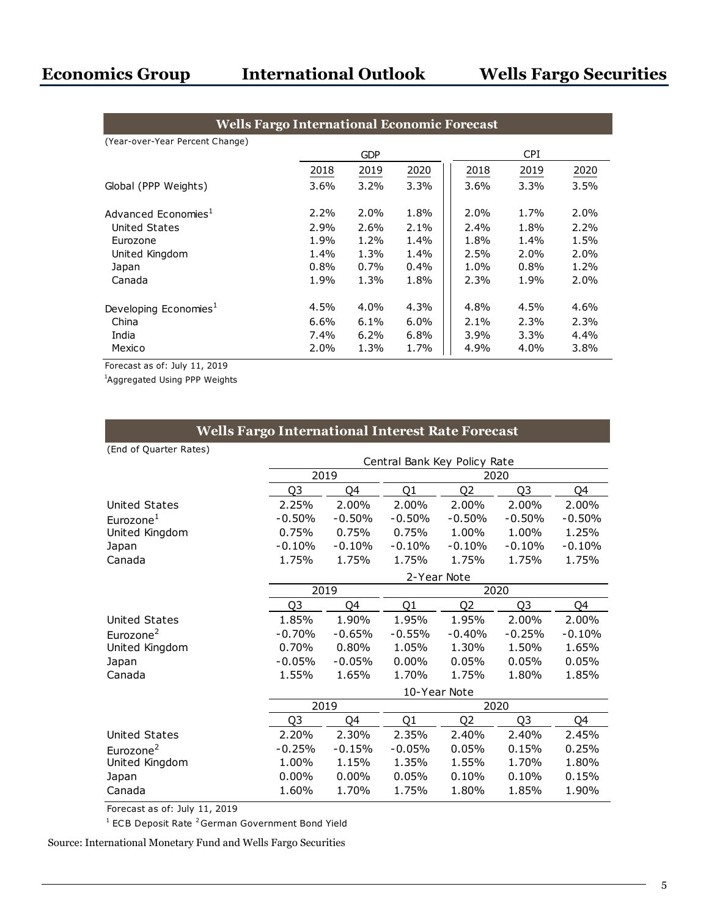## Wells Fargo International Economic Forecast

(Year-over-Year Percent Change)

| | GDP | | | CPI | | |
|---|---|---|---|---|---|---|
| | 2018 | 2019 | 2020 | 2018 | 2019 | 2020 |
| Global (PPP Weights) | 3.6% | 3.2% | 3.3% | 3.6% | 3.3% | 3.5% |
| Advanced Economies[1] | 2.2% | 2.0% | 1.8% | 2.0% | 1.7% | 2.0% |
| United States | 2.9% | 2.6% | 2.1% | 2.4% | 1.8% | 2.2% |
| Eurozone | 1.9% | 1.2% | 1.4% | 1.8% | 1.4% | 1.5% |
| United Kingdom | 1.4% | 1.3% | 1.4% | 2.5% | 2.0% | 2.0% |
| Japan | 0.8% | 0.7% | 0.4% | 1.0% | 0.8% | 1.2% |
| Canada | 1.9% | 1.3% | 1.8% | 2.3% | 1.9% | 2.0% |
| Developing Economies[1] | 4.5% | 4.0% | 4.3% | 4.8% | 4.5% | 4.6% |
| China | 6.6% | 6.1% | 6.0% | 2.1% | 2.3% | 2.3% |
| India | 7.4% | 6.2% | 6.8% | 3.9% | 3.3% | 4.4% |
| Mexico | 2.0% | 1.3% | 1.7% | 4.9% | 4.0% | 3.8% |

Forecast as of: July 11, 2019

[1]Aggregated Using PPP Weights

## Wells Fargo International Interest Rate Forecast

(End of Quarter Rates)

| | Central Bank Key Policy Rate | | | | | |
|---|---|---|---|---|---|---|
| | 2019 | | 2020 | | | |
| | Q3 | Q4 | Q1 | Q2 | Q3 | Q4 |
| United States | 2.25% | 2.00% | 2.00% | 2.00% | 2.00% | 2.00% |
| Eurozone[1] | -0.50% | -0.50% | -0.50% | -0.50% | -0.50% | -0.50% |
| United Kingdom | 0.75% | 0.75% | 0.75% | 1.00% | 1.00% | 1.25% |
| Japan | -0.10% | -0.10% | -0.10% | -0.10% | -0.10% | -0.10% |
| Canada | 1.75% | 1.75% | 1.75% | 1.75% | 1.75% | 1.75% |
| | **2-Year Note** | | | | | |
| | 2019 | | 2020 | | | |
| | Q3 | Q4 | Q1 | Q2 | Q3 | Q4 |
| United States | 1.85% | 1.90% | 1.95% | 1.95% | 2.00% | 2.00% |
| Eurozone[2] | -0.70% | -0.65% | -0.55% | -0.40% | -0.25% | -0.10% |
| United Kingdom | 0.70% | 0.80% | 1.05% | 1.30% | 1.50% | 1.65% |
| Japan | -0.05% | -0.05% | 0.00% | 0.05% | 0.05% | 0.05% |
| Canada | 1.55% | 1.65% | 1.70% | 1.75% | 1.80% | 1.85% |
| | **10-Year Note** | | | | | |
| | 2019 | | 2020 | | | |
| | Q3 | Q4 | Q1 | Q2 | Q3 | Q4 |
| United States | 2.20% | 2.30% | 2.35% | 2.40% | 2.40% | 2.45% |
| Eurozone[2] | -0.25% | -0.15% | -0.05% | 0.05% | 0.15% | 0.25% |
| United Kingdom | 1.00% | 1.15% | 1.35% | 1.55% | 1.70% | 1.80% |
| Japan | 0.00% | 0.00% | 0.05% | 0.10% | 0.10% | 0.15% |
| Canada | 1.60% | 1.70% | 1.75% | 1.80% | 1.85% | 1.90% |

Forecast as of: July 11, 2019

[1] ECB Deposit Rate [2] German Government Bond Yield

Source: International Monetary Fund and Wells Fargo Securities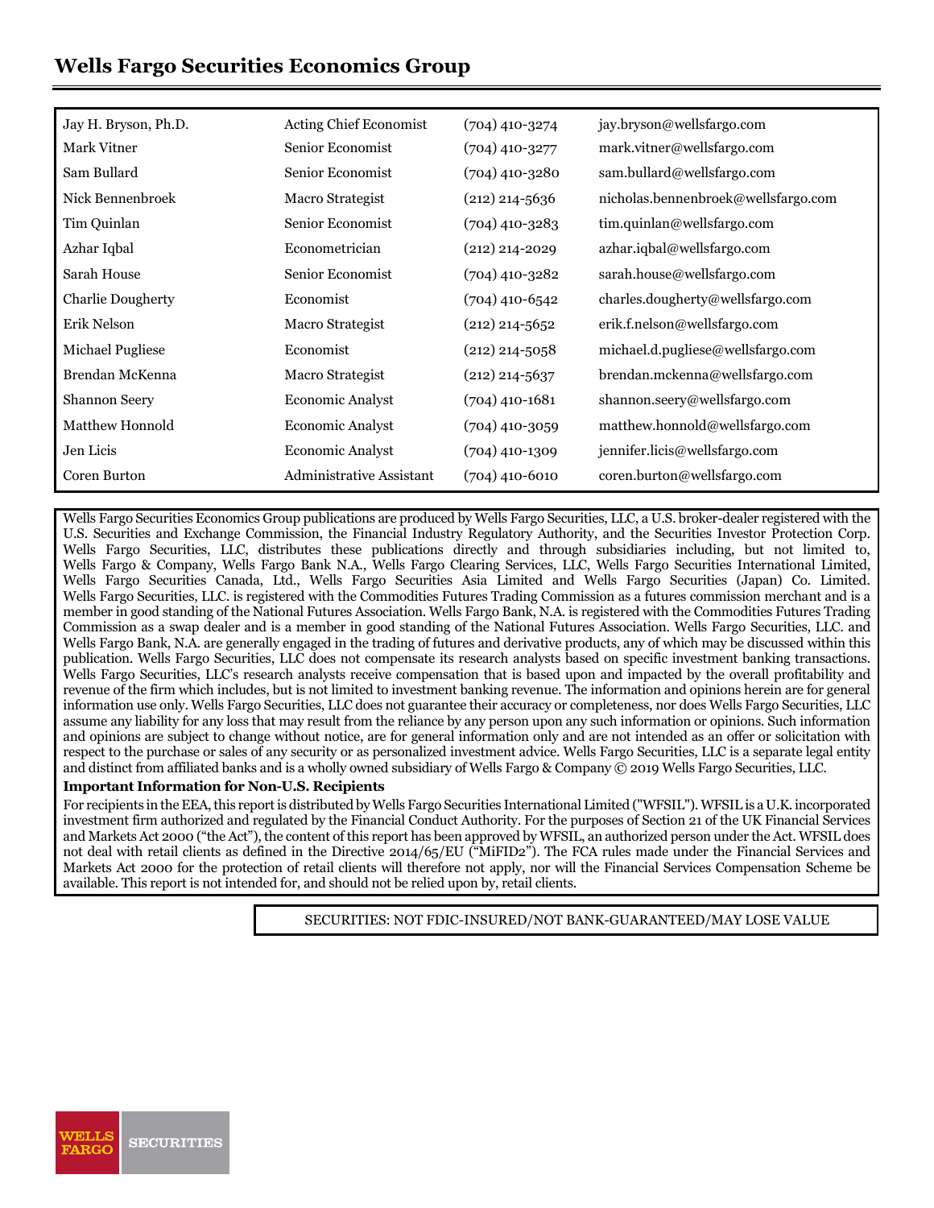## Wells Fargo Securities Economics Group

| | | | |
|---|---|---|---|
| Jay H. Bryson, Ph.D. | Acting Chief Economist | (704) 410-3274 | jay.bryson@wellsfargo.com |
| Mark Vitner | Senior Economist | (704) 410-3277 | mark.vitner@wellsfargo.com |
| Sam Bullard | Senior Economist | (704) 410-3280 | sam.bullard@wellsfargo.com |
| Nick Bennenbroek | Macro Strategist | (212) 214-5636 | nicholas.bennenbroek@wellsfargo.com |
| Tim Quinlan | Senior Economist | (704) 410-3283 | tim.quinlan@wellsfargo.com |
| Azhar Iqbal | Econometrician | (212) 214-2029 | azhar.iqbal@wellsfargo.com |
| Sarah House | Senior Economist | (704) 410-3282 | sarah.house@wellsfargo.com |
| Charlie Dougherty | Economist | (704) 410-6542 | charles.dougherty@wellsfargo.com |
| Erik Nelson | Macro Strategist | (212) 214-5652 | erik.f.nelson@wellsfargo.com |
| Michael Pugliese | Economist | (212) 214-5058 | michael.d.pugliese@wellsfargo.com |
| Brendan McKenna | Macro Strategist | (212) 214-5637 | brendan.mckenna@wellsfargo.com |
| Shannon Seery | Economic Analyst | (704) 410-1681 | shannon.seery@wellsfargo.com |
| Matthew Honnold | Economic Analyst | (704) 410-3059 | matthew.honnold@wellsfargo.com |
| Jen Licis | Economic Analyst | (704) 410-1309 | jennifer.licis@wellsfargo.com |
| Coren Burton | Administrative Assistant | (704) 410-6010 | coren.burton@wellsfargo.com |

Wells Fargo Securities Economics Group publications are produced by Wells Fargo Securities, LLC, a U.S. broker-dealer registered with the U.S. Securities and Exchange Commission, the Financial Industry Regulatory Authority, and the Securities Investor Protection Corp. Wells Fargo Securities, LLC, distributes these publications directly and through subsidiaries including, but not limited to, Wells Fargo & Company, Wells Fargo Bank N.A., Wells Fargo Clearing Services, LLC, Wells Fargo Securities International Limited, Wells Fargo Securities Canada, Ltd., Wells Fargo Securities Asia Limited and Wells Fargo Securities (Japan) Co. Limited. Wells Fargo Securities, LLC. is registered with the Commodities Futures Trading Commission as a futures commission merchant and is a member in good standing of the National Futures Association. Wells Fargo Bank, N.A. is registered with the Commodities Futures Trading Commission as a swap dealer and is a member in good standing of the National Futures Association. Wells Fargo Securities, LLC. and Wells Fargo Bank, N.A. are generally engaged in the trading of futures and derivative products, any of which may be discussed within this publication. Wells Fargo Securities, LLC does not compensate its research analysts based on specific investment banking transactions. Wells Fargo Securities, LLC's research analysts receive compensation that is based upon and impacted by the overall profitability and revenue of the firm which includes, but is not limited to investment banking revenue. The information and opinions herein are for general information use only. Wells Fargo Securities, LLC does not guarantee their accuracy or completeness, nor does Wells Fargo Securities, LLC assume any liability for any loss that may result from the reliance by any person upon any such information or opinions. Such information and opinions are subject to change without notice, are for general information only and are not intended as an offer or solicitation with respect to the purchase or sales of any security or as personalized investment advice. Wells Fargo Securities, LLC is a separate legal entity and distinct from affiliated banks and is a wholly owned subsidiary of Wells Fargo & Company © 2019 Wells Fargo Securities, LLC.

**Important Information for Non-U.S. Recipients**

For recipients in the EEA, this report is distributed by Wells Fargo Securities International Limited ("WFSIL"). WFSIL is a U.K. incorporated investment firm authorized and regulated by the Financial Conduct Authority. For the purposes of Section 21 of the UK Financial Services and Markets Act 2000 ("the Act"), the content of this report has been approved by WFSIL, an authorized person under the Act. WFSIL does not deal with retail clients as defined in the Directive 2014/65/EU ("MiFID2"). The FCA rules made under the Financial Services and Markets Act 2000 for the protection of retail clients will therefore not apply, nor will the Financial Services Compensation Scheme be available. This report is not intended for, and should not be relied upon by, retail clients.

SECURITIES: NOT FDIC-INSURED/NOT BANK-GUARANTEED/MAY LOSE VALUE

WELLS FARGO SECURITIES